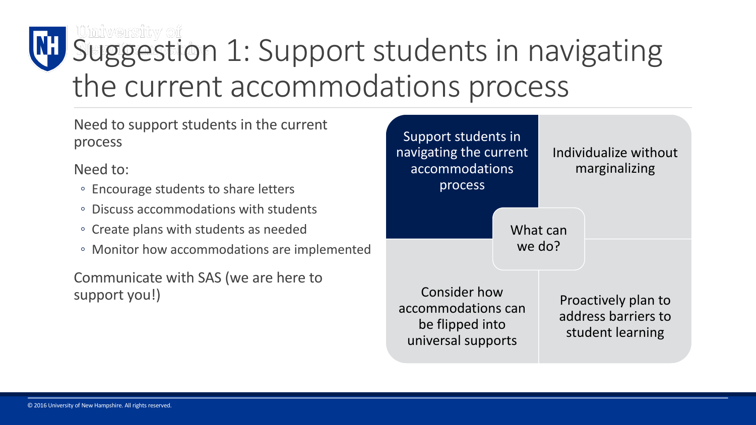# Suggestion 1: Support students in navigating the current accommodations process

Need to support students in the current process

Need to:

- Encourage students to share letters
- Discuss accommodations with students
- Create plans with students as needed
- Monitor how accommodations are implemented

Communicate with SAS (we are here to support you!)

Support students in navigating the current accommodations process

Individualize without marginalizing

What can we do?

Consider how accommodations can be flipped into universal supports

Proactively plan to address barriers to student learning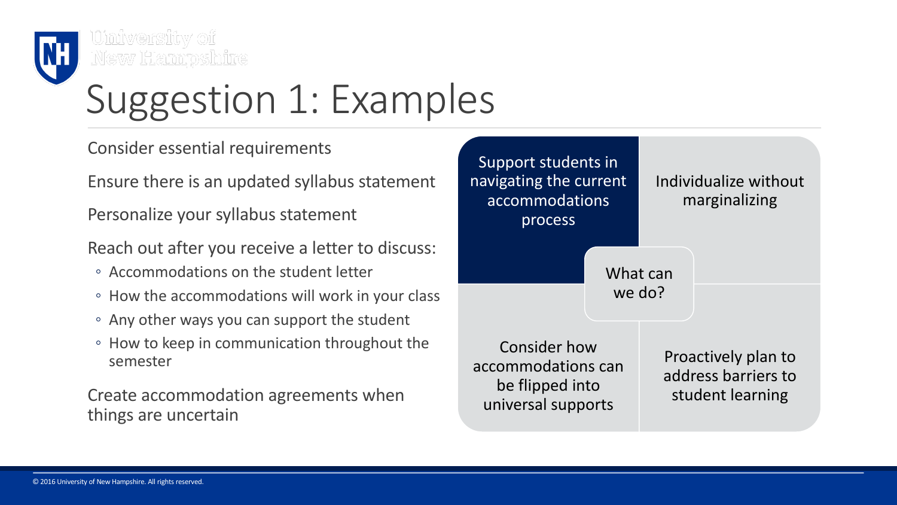# Suggestion 1: Examples

Consider essential requirements

Ensure there is an updated syllabus statement

Personalize your syllabus statement

Reach out after you receive a letter to discuss:

- Accommodations on the student letter
- How the accommodations will work in your class
- Any other ways you can support the student
- How to keep in communication throughout the semester

Create accommodation agreements when things are uncertain

What can we do?

- Support students in navigating the current accommodations process
- Individualize without marginalizing
- Consider how accommodations can be flipped into universal supports
- Proactively plan to address barriers to student learning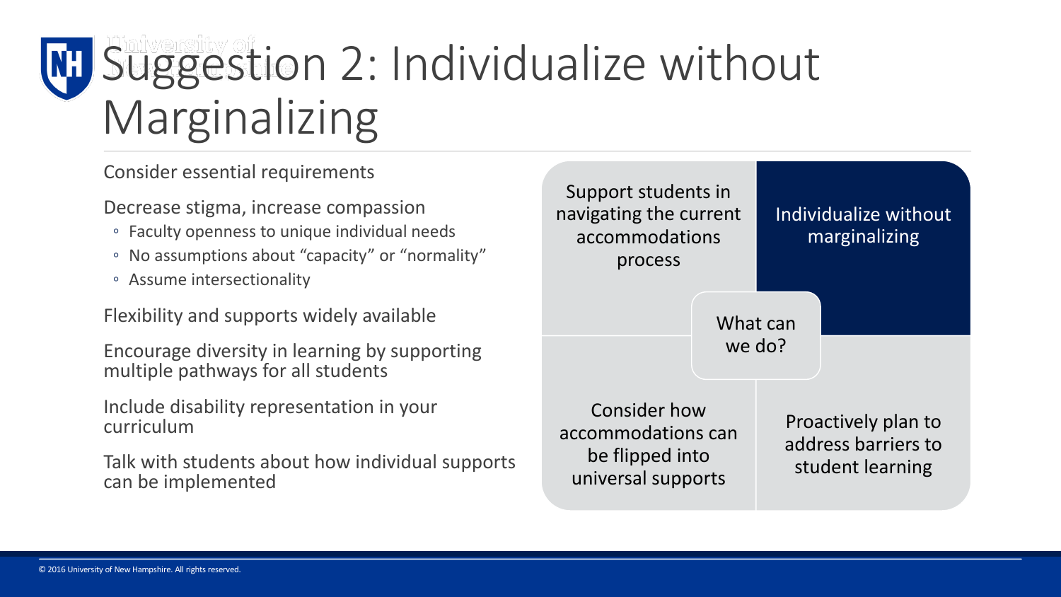# Suggestion 2: Individualize without Marginalizing

Consider essential requirements

Decrease stigma, increase compassion

- Faculty openness to unique individual needs
- No assumptions about "capacity" or "normality"
- Assume intersectionality

Flexibility and supports widely available

Encourage diversity in learning by supporting multiple pathways for all students

Include disability representation in your curriculum

Talk with students about how individual supports can be implemented

What can we do?

Support students in navigating the current accommodations process

Individualize without marginalizing

Consider how accommodations can be flipped into universal supports

Proactively plan to address barriers to student learning

© 2016 University of New Hampshire. All rights reserved.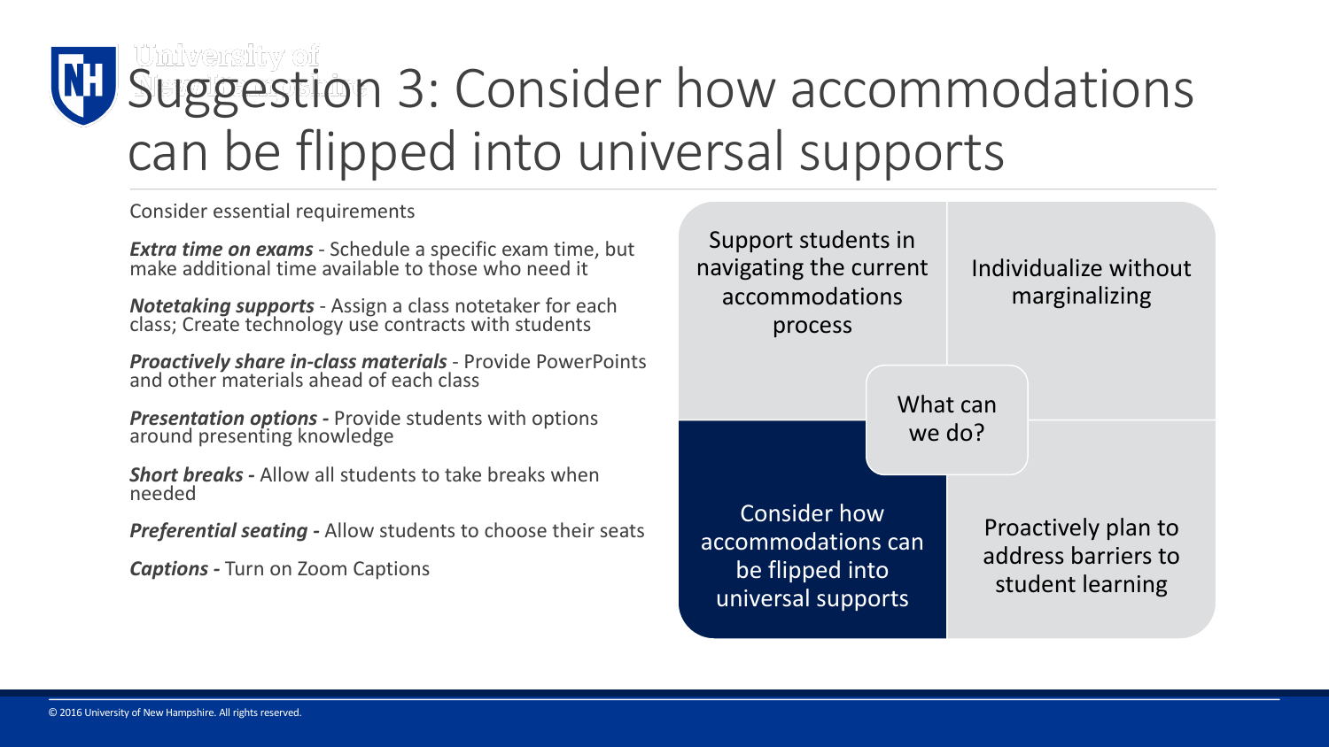# Suggestion 3: Consider how accommodations can be flipped into universal supports

Consider essential requirements

***Extra time on exams*** - Schedule a specific exam time, but make additional time available to those who need it

***Notetaking supports*** - Assign a class notetaker for each class; Create technology use contracts with students

***Proactively share in-class materials*** - Provide PowerPoints and other materials ahead of each class

***Presentation options -*** Provide students with options around presenting knowledge

***Short breaks -*** Allow all students to take breaks when needed

***Preferential seating -*** Allow students to choose their seats

***Captions -*** Turn on Zoom Captions

What can we do?

Support students in navigating the current accommodations process

Individualize without marginalizing

Consider how accommodations can be flipped into universal supports

Proactively plan to address barriers to student learning

© 2016 University of New Hampshire. All rights reserved.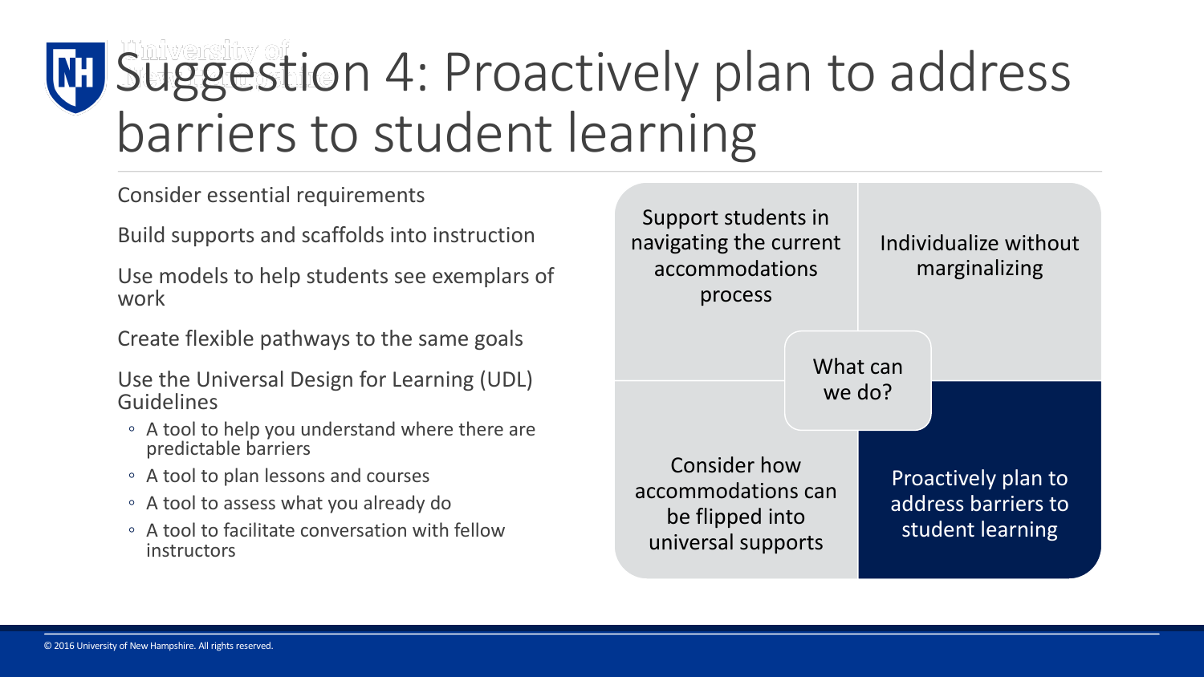# Suggestion 4: Proactively plan to address barriers to student learning

Consider essential requirements

Build supports and scaffolds into instruction

Use models to help students see exemplars of work

Create flexible pathways to the same goals

Use the Universal Design for Learning (UDL) Guidelines

- A tool to help you understand where there are predictable barriers
- A tool to plan lessons and courses
- A tool to assess what you already do
- A tool to facilitate conversation with fellow instructors

Support students in navigating the current accommodations process

Individualize without marginalizing

What can we do?

Consider how accommodations can be flipped into universal supports

Proactively plan to address barriers to student learning

© 2016 University of New Hampshire. All rights reserved.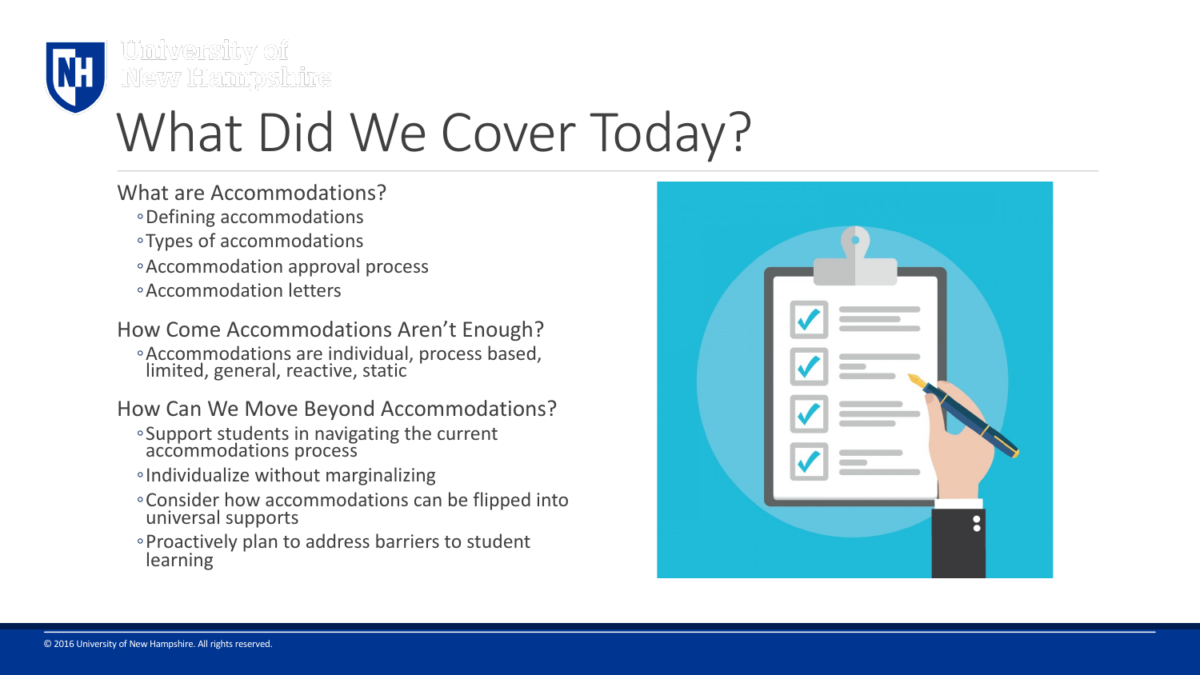# What Did We Cover Today?

What are Accommodations?

- Defining accommodations
- Types of accommodations
- Accommodation approval process
- Accommodation letters

How Come Accommodations Aren't Enough?

- Accommodations are individual, process based, limited, general, reactive, static

How Can We Move Beyond Accommodations?

- Support students in navigating the current accommodations process
- Individualize without marginalizing
- Consider how accommodations can be flipped into universal supports
- Proactively plan to address barriers to student learning